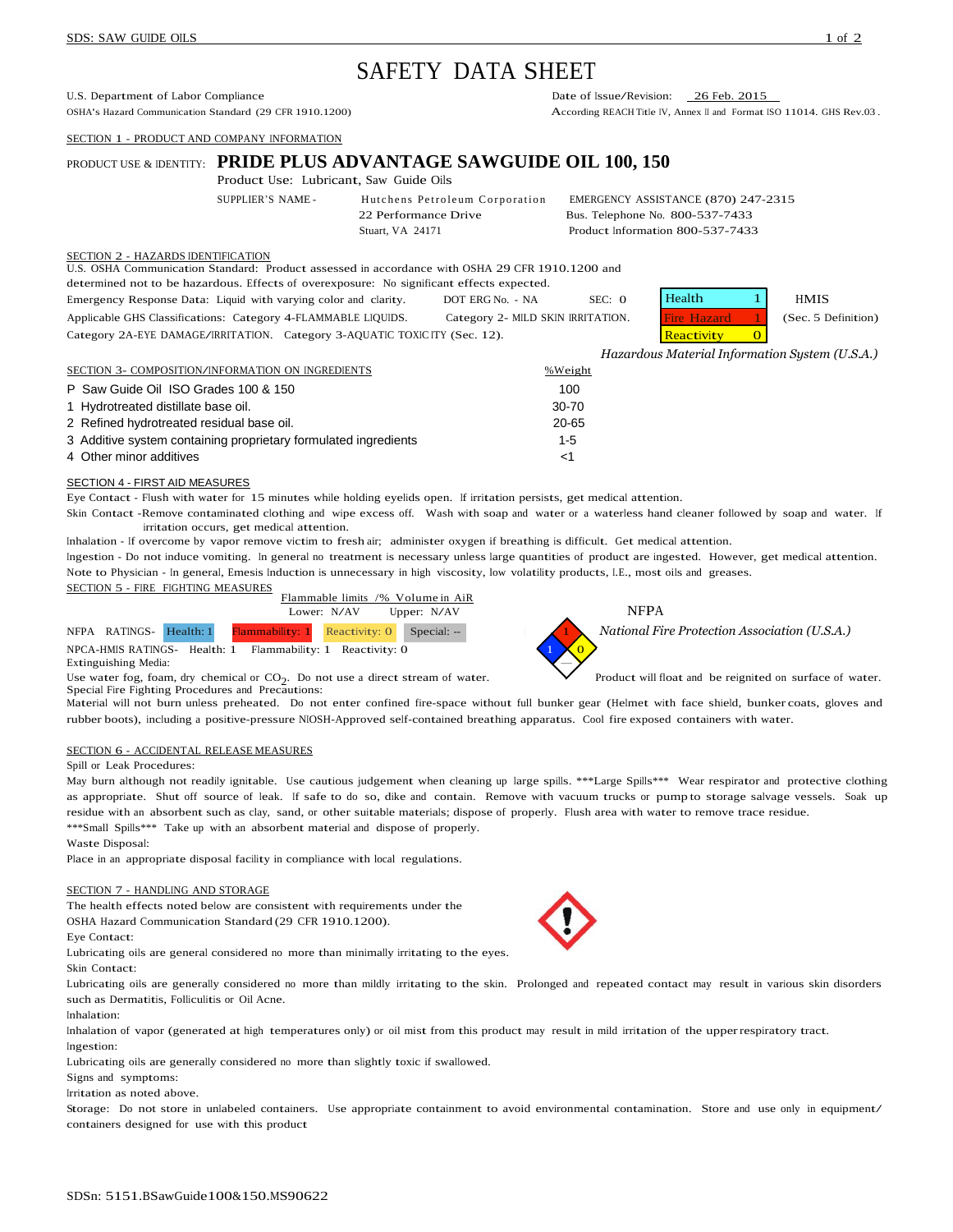# SAFETY DATA SHEET

U.S. Department of Labor Compliance
OSHA's Hazard Communication Standard (29 CFR 1910.1200)

Date of Issue/Revision: 26 Feb. 2015
According REACH Title IV, Annex II and Format ISO 11014. GHS Rev.03.

## SECTION 1 - PRODUCT AND COMPANY INFORMATION

PRODUCT USE & IDENTITY: **PRIDE PLUS ADVANTAGE SAWGUIDE OIL 100, 150**

Product Use: Lubricant, Saw Guide Oils

SUPPLIER'S NAME - Hutchens Petroleum Corporation
22 Performance Drive
Stuart, VA 24171

EMERGENCY ASSISTANCE (870) 247-2315
Bus. Telephone No. 800-537-7433
Product Information 800-537-7433

## SECTION 2 - HAZARDS IDENTIFICATION

U.S. OSHA Communication Standard: Product assessed in accordance with OSHA 29 CFR 1910.1200 and determined not to be hazardous. Effects of overexposure: No significant effects expected.

Emergency Response Data: Liquid with varying color and clarity. DOT ERG No. - NA SEC: 0

Applicable GHS Classifications: Category 4-FLAMMABLE LIQUIDS. Category 2- MILD SKIN IRRITATION. Category 2A-EYE DAMAGE/IRRITATION. Category 3-AQUATIC TOXICITY (Sec. 12).

| HMIS (Sec. 5 Definition) | |
|---|---|
| Health | 1 |
| Fire Hazard | 1 |
| Reactivity | 0 |

*Hazardous Material Information System (U.S.A.)*

## SECTION 3- COMPOSITION/INFORMATION ON INGREDIENTS

| | | %Weight |
|---|---|---|
| P | Saw Guide Oil ISO Grades 100 & 150 | 100 |
| 1 | Hydrotreated distillate base oil. | 30-70 |
| 2 | Refined hydrotreated residual base oil. | 20-65 |
| 3 | Additive system containing proprietary formulated ingredients | 1-5 |
| 4 | Other minor additives | <1 |

## SECTION 4 - FIRST AID MEASURES

Eye Contact - Flush with water for 15 minutes while holding eyelids open. If irritation persists, get medical attention.

Skin Contact -Remove contaminated clothing and wipe excess off. Wash with soap and water or a waterless hand cleaner followed by soap and water. If irritation occurs, get medical attention.

Inhalation - If overcome by vapor remove victim to fresh air; administer oxygen if breathing is difficult. Get medical attention.

Ingestion - Do not induce vomiting. In general no treatment is necessary unless large quantities of product are ingested. However, get medical attention.

Note to Physician - In general, Emesis Induction is unnecessary in high viscosity, low volatility products, I.E., most oils and greases.

## SECTION 5 - FIRE FIGHTING MEASURES

Flammable limits /% Volume in AiR
Lower: N/AV Upper: N/AV

NFPA RATINGS- Health: 1 Flammability: 1 Reactivity: 0 Special: --

NPCA-HMIS RATINGS- Health: 1 Flammability: 1 Reactivity: 0

NFPA — *National Fire Protection Association (U.S.A.)*

Extinguishing Media:
Use water fog, foam, dry chemical or $CO_2$. Do not use a direct stream of water. Product will float and be reignited on surface of water.

Special Fire Fighting Procedures and Precautions:
Material will not burn unless preheated. Do not enter confined fire-space without full bunker gear (Helmet with face shield, bunker coats, gloves and rubber boots), including a positive-pressure NIOSH-Approved self-contained breathing apparatus. Cool fire exposed containers with water.

## SECTION 6 - ACCIDENTAL RELEASE MEASURES

Spill or Leak Procedures:

May burn although not readily ignitable. Use cautious judgement when cleaning up large spills. ***Large Spills*** Wear respirator and protective clothing as appropriate. Shut off source of leak. If safe to do so, dike and contain. Remove with vacuum trucks or pump to storage salvage vessels. Soak up residue with an absorbent such as clay, sand, or other suitable materials; dispose of properly. Flush area with water to remove trace residue.

***Small Spills*** Take up with an absorbent material and dispose of properly.

Waste Disposal:
Place in an appropriate disposal facility in compliance with local regulations.

## SECTION 7 - HANDLING AND STORAGE

The health effects noted below are consistent with requirements under the OSHA Hazard Communication Standard (29 CFR 1910.1200).

Eye Contact:
Lubricating oils are general considered no more than minimally irritating to the eyes.

Skin Contact:
Lubricating oils are generally considered no more than mildly irritating to the skin. Prolonged and repeated contact may result in various skin disorders such as Dermatitis, Folliculitis or Oil Acne.

Inhalation:
Inhalation of vapor (generated at high temperatures only) or oil mist from this product may result in mild irritation of the upper respiratory tract.

Ingestion:
Lubricating oils are generally considered no more than slightly toxic if swallowed.

Signs and symptoms:
Irritation as noted above.

Storage: Do not store in unlabeled containers. Use appropriate containment to avoid environmental contamination. Store and use only in equipment/ containers designed for use with this product

SDSn: 5151.BSawGuide100&150.MS90622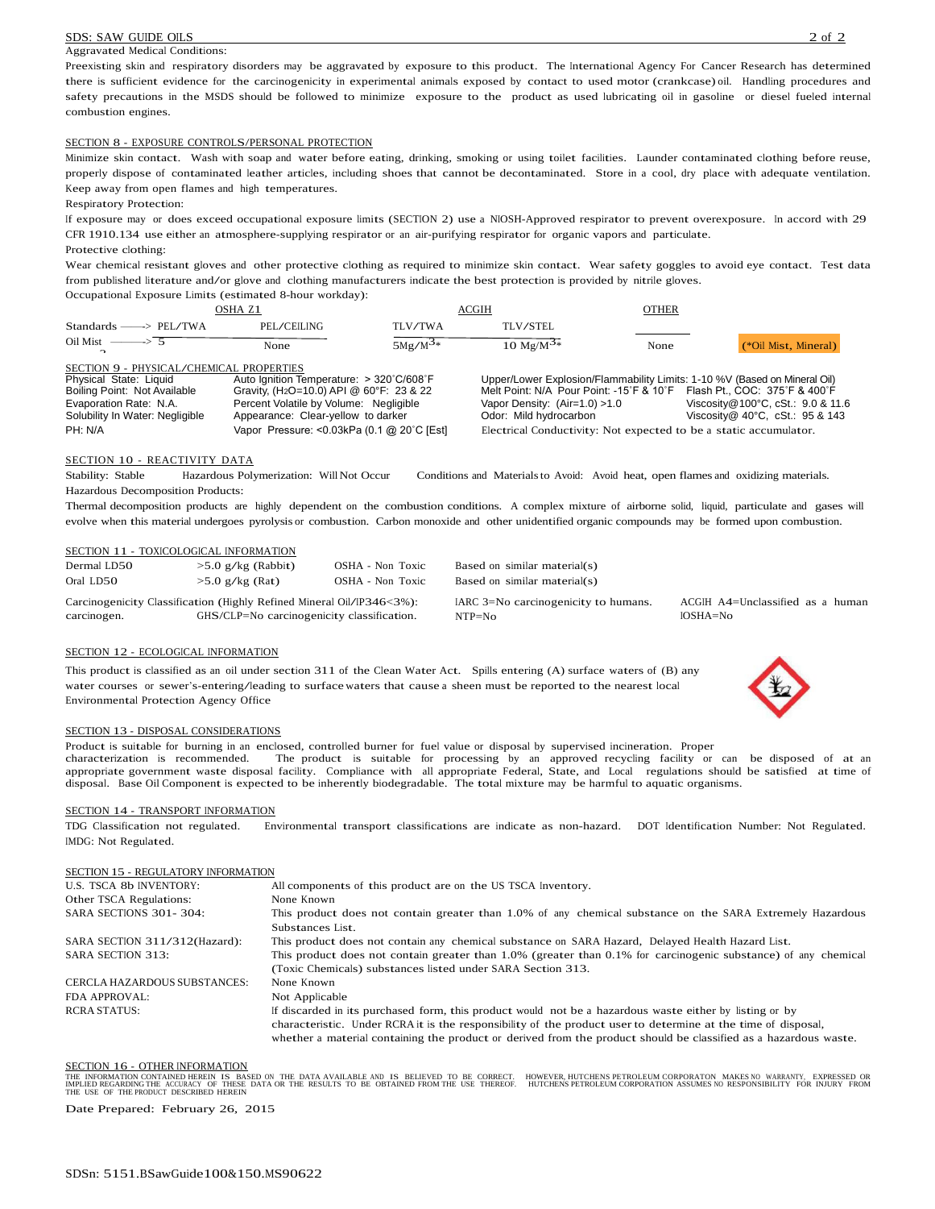Aggravated Medical Conditions:

Preexisting skin and respiratory disorders may be aggravated by exposure to this product. The International Agency For Cancer Research has determined there is sufficient evidence for the carcinogenicity in experimental animals exposed by contact to used motor (crankcase) oil. Handling procedures and safety precautions in the MSDS should be followed to minimize exposure to the product as used lubricating oil in gasoline or diesel fueled internal combustion engines.

## SECTION 8 - EXPOSURE CONTROLS/PERSONAL PROTECTION

Minimize skin contact. Wash with soap and water before eating, drinking, smoking or using toilet facilities. Launder contaminated clothing before reuse, properly dispose of contaminated leather articles, including shoes that cannot be decontaminated. Store in a cool, dry place with adequate ventilation. Keep away from open flames and high temperatures.

Respiratory Protection:

If exposure may or does exceed occupational exposure limits (SECTION 2) use a NIOSH-Approved respirator to prevent overexposure. In accord with 29 CFR 1910.134 use either an atmosphere-supplying respirator or an air-purifying respirator for organic vapors and particulate.

Protective clothing:

Wear chemical resistant gloves and other protective clothing as required to minimize skin contact. Wear safety goggles to avoid eye contact. Test data from published literature and/or glove and clothing manufacturers indicate the best protection is provided by nitrile gloves.

Occupational Exposure Limits (estimated 8-hour workday):

| | OSHA Z1 | | ACGIH | | OTHER | |
|---|---|---|---|---|---|---|
| Standards ——> | PEL/TWA | PEL/CEILING | TLV/TWA | TLV/STEL | | |
| Oil Mist ——> | 5 | None | $5 Mg/M^3$* | $10 Mg/M^3$* | None | (*Oil Mist, Mineral) |

## SECTION 9 - PHYSICAL/CHEMICAL PROPERTIES

| | | | |
|---|---|---|---|
| Physical State: Liquid | Auto Ignition Temperature: > 320˚C/608˚F | Upper/Lower Explosion/Flammability Limits: 1-10 %V (Based on Mineral Oil) | |
| Boiling Point: Not Available | Gravity, ($H_2O$=10.0) API @ 60°F: 23 & 22 | Melt Point: N/A Pour Point: -15˚F & 10˚F | Flash Pt., COC: 375˚F & 400˚F |
| Evaporation Rate: N.A. | Percent Volatile by Volume: Negligible | Vapor Density: (Air=1.0) >1.0 | Viscosity@100°C, cSt.: 9.0 & 11.6 |
| Solubility In Water: Negligible | Appearance: Clear-yellow to darker | Odor: Mild hydrocarbon | Viscosity@ 40°C, cSt.: 95 & 143 |
| PH: N/A | Vapor Pressure: <0.03kPa (0.1 @ 20˚C [Est] | Electrical Conductivity: Not expected to be a static accumulator. | |

## SECTION 10 - REACTIVITY DATA

Stability: Stable    Hazardous Polymerization: Will Not Occur    Conditions and Materials to Avoid: Avoid heat, open flames and oxidizing materials.

Hazardous Decomposition Products:

Thermal decomposition products are highly dependent on the combustion conditions. A complex mixture of airborne solid, liquid, particulate and gases will evolve when this material undergoes pyrolysis or combustion. Carbon monoxide and other unidentified organic compounds may be formed upon combustion.

## SECTION 11 - TOXICOLOGICAL INFORMATION

| | | | |
|---|---|---|---|
| Dermal LD50 | >5.0 g/kg (Rabbit) | OSHA - Non Toxic | Based on similar material(s) |
| Oral LD50 | >5.0 g/kg (Rat) | OSHA - Non Toxic | Based on similar material(s) |

Carcinogenicity Classification (Highly Refined Mineral Oil/IP346<3%): IARC 3=No carcinogenicity to humans. ACGIH A4=Unclassified as a human carcinogen. GHS/CLP=No carcinogenicity classification. NTP=No IOSHA=No

## SECTION 12 - ECOLOGICAL INFORMATION

This product is classified as an oil under section 311 of the Clean Water Act. Spills entering (A) surface waters of (B) any water courses or sewer's-entering/leading to surface waters that cause a sheen must be reported to the nearest local Environmental Protection Agency Office

## SECTION 13 - DISPOSAL CONSIDERATIONS

Product is suitable for burning in an enclosed, controlled burner for fuel value or disposal by supervised incineration. Proper characterization is recommended. The product is suitable for processing by an approved recycling facility or can be disposed of at an appropriate government waste disposal facility. Compliance with all appropriate Federal, State, and Local regulations should be satisfied at time of disposal. Base Oil Component is expected to be inherently biodegradable. The total mixture may be harmful to aquatic organisms.

## SECTION 14 - TRANSPORT INFORMATION

TDG Classification not regulated. Environmental transport classifications are indicate as non-hazard. DOT Identification Number: Not Regulated. IMDG: Not Regulated.

## SECTION 15 - REGULATORY INFORMATION

| | |
|---|---|
| U.S. TSCA 8b INVENTORY: | All components of this product are on the US TSCA Inventory. |
| Other TSCA Regulations: | None Known |
| SARA SECTIONS 301- 304: | This product does not contain greater than 1.0% of any chemical substance on the SARA Extremely Hazardous Substances List. |
| SARA SECTION 311/312(Hazard): | This product does not contain any chemical substance on SARA Hazard, Delayed Health Hazard List. |
| SARA SECTION 313: | This product does not contain greater than 1.0% (greater than 0.1% for carcinogenic substance) of any chemical (Toxic Chemicals) substances listed under SARA Section 313. |
| CERCLA HAZARDOUS SUBSTANCES: | None Known |
| FDA APPROVAL: | Not Applicable |
| RCRA STATUS: | If discarded in its purchased form, this product would not be a hazardous waste either by listing or by characteristic. Under RCRA it is the responsibility of the product user to determine at the time of disposal, whether a material containing the product or derived from the product should be classified as a hazardous waste. |

## SECTION 16 - OTHER INFORMATION

THE INFORMATION CONTAINED HEREIN IS BASED ON THE DATA AVAILABLE AND IS BELIEVED TO BE CORRECT. HOWEVER, HUTCHENS PETROLEUM CORPORATON MAKES NO WARRANTY, EXPRESSED OR IMPLIED REGARDING THE ACCURACY OF THESE DATA OR THE RESULTS TO BE OBTAINED FROM THE USE THEREOF. HUTCHENS PETROLEUM CORPORATION ASSUMES NO RESPONSIBILITY FOR INJURY FROM THE USE OF THE PRODUCT DESCRIBED HEREIN

Date Prepared: February 26, 2015

SDSn: 5151.BSawGuide100&150.MS90622